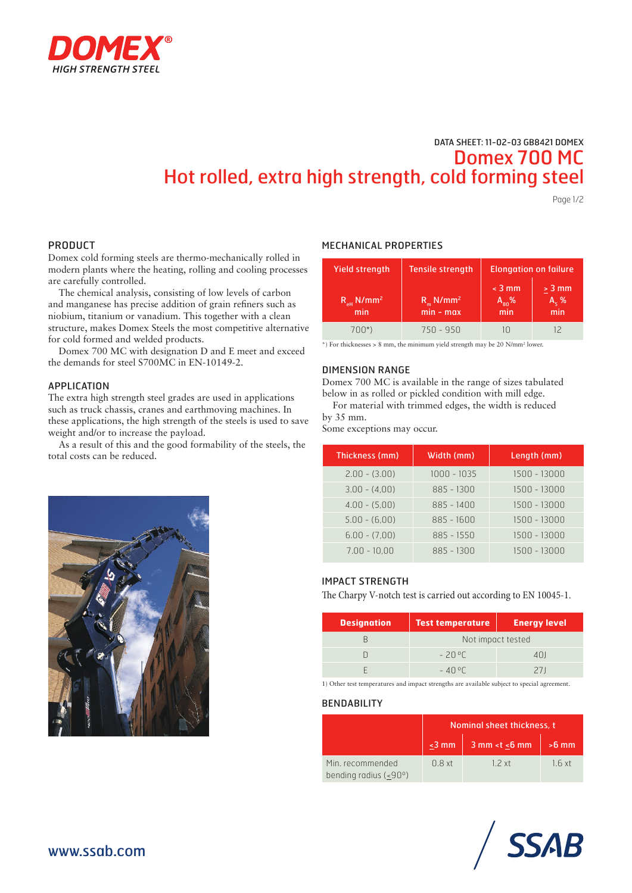# DOMEX®

HIGH STRENGTH STEEL

DATA SHEET: 11-02-03 GB8421 DOMEX

# Domex 700 MC
# Hot rolled, extra high strength, cold forming steel

## PRODUCT

Domex cold forming steels are thermo-mechanically rolled in modern plants where the heating, rolling and cooling processes are carefully controlled.

The chemical analysis, consisting of low levels of carbon and manganese has precise addition of grain refiners such as niobium, titanium or vanadium. This together with a clean structure, makes Domex Steels the most competitive alternative for cold formed and welded products.

Domex 700 MC with designation D and E meet and exceed the demands for steel S700MC in EN-10149-2.

## APPLICATION

The extra high strength steel grades are used in applications such as truck chassis, cranes and earthmoving machines. In these applications, the high strength of the steels is used to save weight and/or to increase the payload.

As a result of this and the good formability of the steels, the total costs can be reduced.

## MECHANICAL PROPERTIES

| Yield strength | Tensile strength | Elongation on failure | |
|---|---|---|---|
| $R_{eH}$ N/mm² min | $R_m$ N/mm² min - max | < 3 mm $A_{80}$% min | ≥ 3 mm $A_5$ % min |
| 700*) | 750 - 950 | 10 | 12 |

*) For thicknesses > 8 mm, the minimum yield strength may be 20 N/mm² lower.

## DIMENSION RANGE

Domex 700 MC is available in the range of sizes tabulated below in as rolled or pickled condition with mill edge.

For material with trimmed edges, the width is reduced by 35 mm.

Some exceptions may occur.

| Thickness (mm) | Width (mm) | Length (mm) |
|---|---|---|
| 2.00 - (3.00) | 1000 - 1035 | 1500 - 13000 |
| 3.00 - (4,00) | 885 - 1300 | 1500 - 13000 |
| 4.00 - (5,00) | 885 - 1400 | 1500 - 13000 |
| 5.00 - (6,00) | 885 - 1600 | 1500 - 13000 |
| 6.00 - (7,00) | 885 - 1550 | 1500 - 13000 |
| 7.00 - 10,00 | 885 - 1300 | 1500 - 13000 |

## IMPACT STRENGTH

The Charpy V-notch test is carried out according to EN 10045-1.

| Designation | Test temperature | Energy level |
|---|---|---|
| B | Not impact tested | |
| D | - 20 °C | 40J |
| E | - 40 °C | 27J |

1) Other test temperatures and impact strengths are available subject to special agreement.

## BENDABILITY

| | Nominal sheet thickness, t | | |
|---|---|---|---|
| | ≤3 mm | 3 mm <t ≤6 mm | >6 mm |
| Min. recommended bending radius (≤90°) | 0.8 xt | 1.2 xt | 1.6 xt |

www.ssab.com

SSAB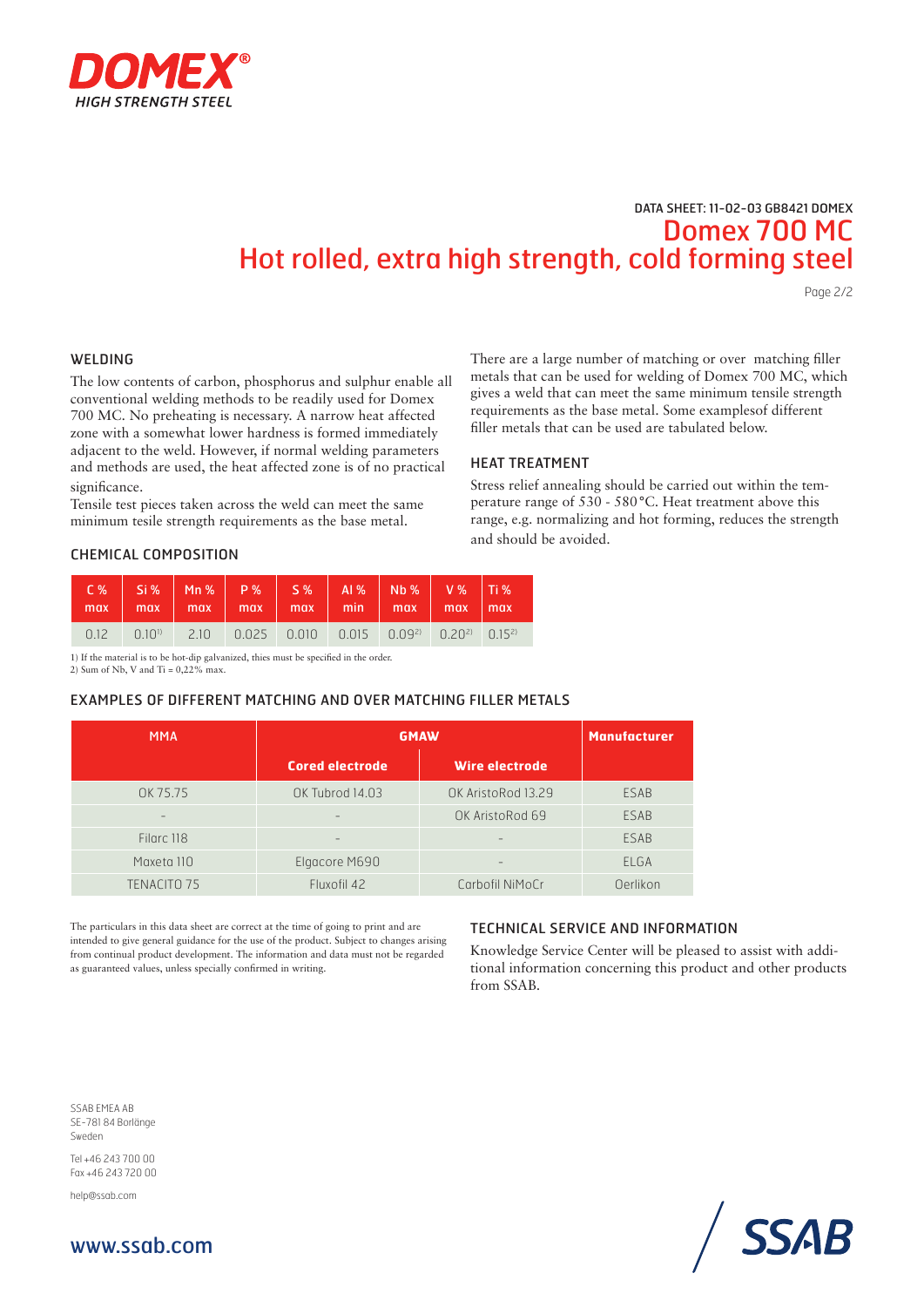DATA SHEET: 11-02-03 GB8421 DOMEX

# Domex 700 MC
# Hot rolled, extra high strength, cold forming steel

## WELDING

The low contents of carbon, phosphorus and sulphur enable all conventional welding methods to be readily used for Domex 700 MC. No preheating is necessary. A narrow heat affected zone with a somewhat lower hardness is formed immediately adjacent to the weld. However, if normal welding parameters and methods are used, the heat affected zone is of no practical significance.

Tensile test pieces taken across the weld can meet the same minimum tesile strength requirements as the base metal.

There are a large number of matching or over matching filler metals that can be used for welding of Domex 700 MC, which gives a weld that can meet the same minimum tensile strength requirements as the base metal. Some examplesof different filler metals that can be used are tabulated below.

## HEAT TREATMENT

Stress relief annealing should be carried out within the temperature range of 530 - 580 °C. Heat treatment above this range, e.g. normalizing and hot forming, reduces the strength and should be avoided.

## CHEMICAL COMPOSITION

| C % max | Si % max | Mn % max | P % max | S % max | Al % min | Nb % max | V % max | Ti % max |
|---|---|---|---|---|---|---|---|---|
| 0.12 | 0.10[1] | 2.10 | 0.025 | 0.010 | 0.015 | 0.09[2] | 0.20[2] | 0.15[2] |

1) If the material is to be hot-dip galvanized, thies must be specified in the order.
2) Sum of Nb, V and Ti = 0,22% max.

## EXAMPLES OF DIFFERENT MATCHING AND OVER MATCHING FILLER METALS

| MMA | GMAW | | Manufacturer |
|---|---|---|---|
| | Cored electrode | Wire electrode | |
| OK 75.75 | OK Tubrod 14.03 | OK AristoRod 13.29 | ESAB |
| - | - | OK AristoRod 69 | ESAB |
| Filarc 118 | - | - | ESAB |
| Maxeta 110 | Elgacore M690 | - | ELGA |
| TENACITO 75 | Fluxofil 42 | Carbofil NiMoCr | Oerlikon |

The particulars in this data sheet are correct at the time of going to print and are intended to give general guidance for the use of the product. Subject to changes arising from continual product development. The information and data must not be regarded as guaranteed values, unless specially confirmed in writing.

## TECHNICAL SERVICE AND INFORMATION

Knowledge Service Center will be pleased to assist with additional information concerning this product and other products from SSAB.

SSAB EMEA AB
SE-781 84 Borlänge
Sweden

Tel +46 243 700 00
Fax +46 243 720 00

help@ssab.com

www.ssab.com